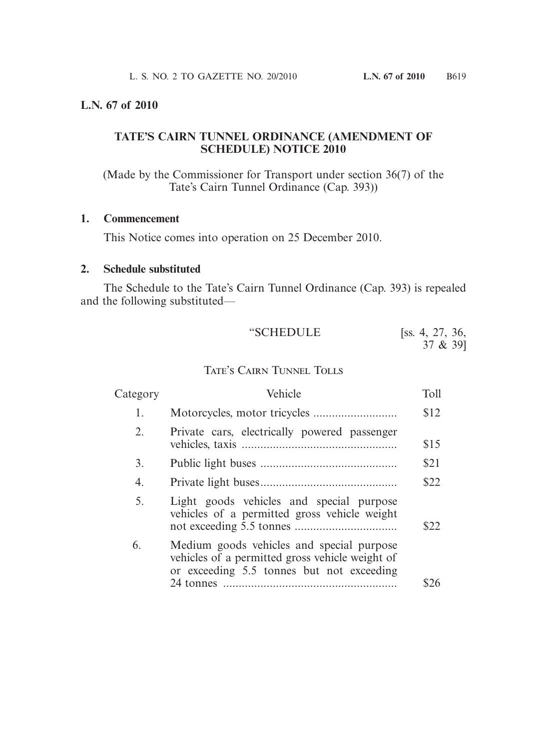**L.N. 67 of 2010**

## TATE'S CAIRN TUNNEL ORDINANCE (AMENDMENT OF SCHEDULE) NOTICE 2010

(Made by the Commissioner for Transport under section 36(7) of the Tate's Cairn Tunnel Ordinance (Cap. 393))

### 1. Commencement

This Notice comes into operation on 25 December 2010.

### 2. Schedule substituted

The Schedule to the Tate's Cairn Tunnel Ordinance (Cap. 393) is repealed and the following substituted—

"SCHEDULE [ss. 4, 27, 36, 37 & 39]

TATE'S CAIRN TUNNEL TOLLS

| Category | Vehicle | Toll |
|---|---|---|
| 1. | Motorcycles, motor tricycles | $12 |
| 2. | Private cars, electrically powered passenger vehicles, taxis | $15 |
| 3. | Public light buses | $21 |
| 4. | Private light buses | $22 |
| 5. | Light goods vehicles and special purpose vehicles of a permitted gross vehicle weight not exceeding 5.5 tonnes | $22 |
| 6. | Medium goods vehicles and special purpose vehicles of a permitted gross vehicle weight of or exceeding 5.5 tonnes but not exceeding 24 tonnes | $26 |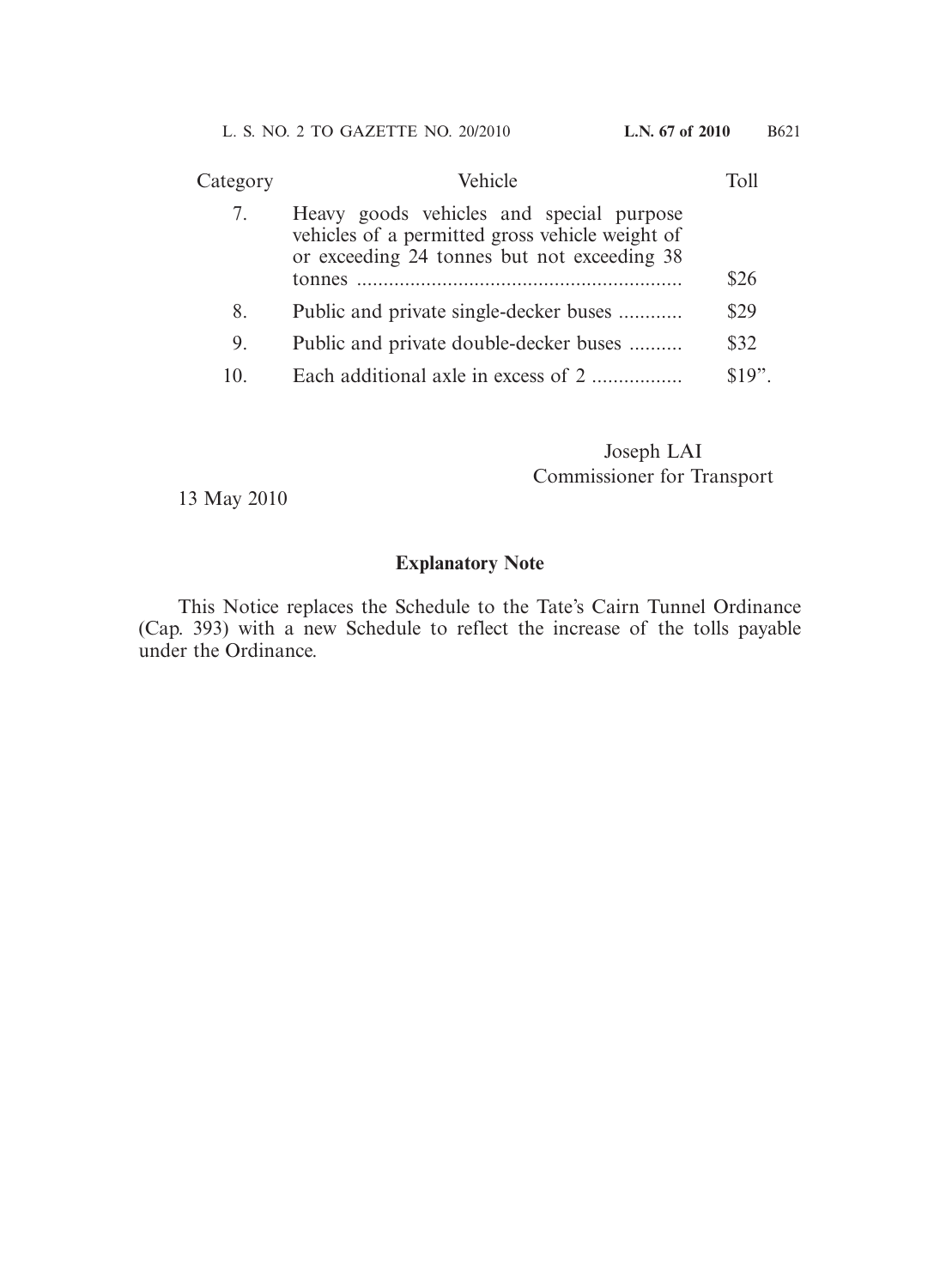| Category | Vehicle | Toll |
|---|---|---|
| 7. | Heavy goods vehicles and special purpose vehicles of a permitted gross vehicle weight of or exceeding 24 tonnes but not exceeding 38 tonnes ............................................................ | $26 |
| 8. | Public and private single-decker buses ............ | $29 |
| 9. | Public and private double-decker buses .......... | $32 |
| 10. | Each additional axle in excess of 2 ................. | $19”. |

Joseph LAI
Commissioner for Transport

13 May 2010

**Explanatory Note**

This Notice replaces the Schedule to the Tate’s Cairn Tunnel Ordinance (Cap. 393) with a new Schedule to reflect the increase of the tolls payable under the Ordinance.